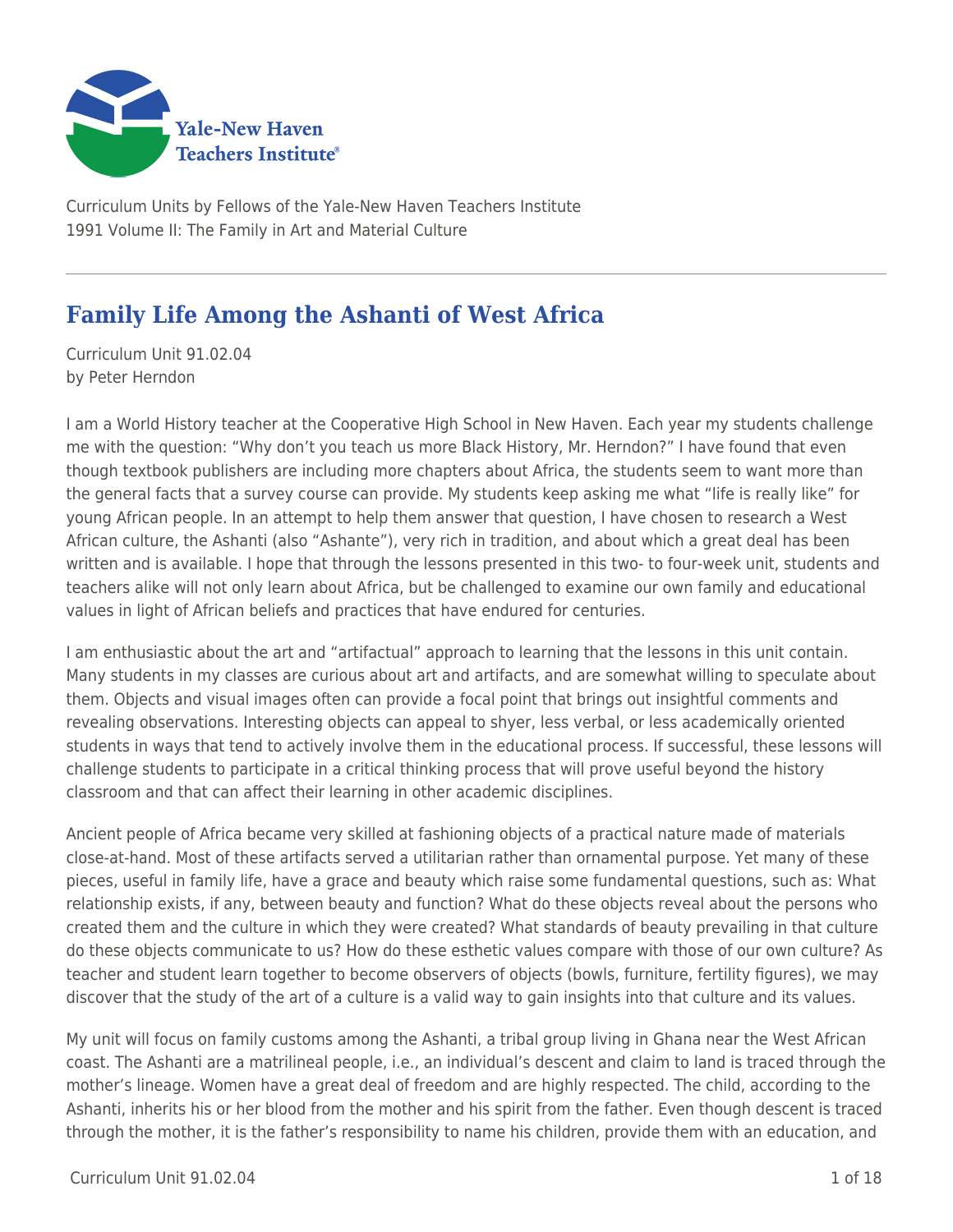Curriculum Units by Fellows of the Yale-New Haven Teachers Institute
1991 Volume II: The Family in Art and Material Culture

# Family Life Among the Ashanti of West Africa

Curriculum Unit 91.02.04
by Peter Herndon

I am a World History teacher at the Cooperative High School in New Haven. Each year my students challenge me with the question: "Why don't you teach us more Black History, Mr. Herndon?" I have found that even though textbook publishers are including more chapters about Africa, the students seem to want more than the general facts that a survey course can provide. My students keep asking me what "life is really like" for young African people. In an attempt to help them answer that question, I have chosen to research a West African culture, the Ashanti (also "Ashante"), very rich in tradition, and about which a great deal has been written and is available. I hope that through the lessons presented in this two- to four-week unit, students and teachers alike will not only learn about Africa, but be challenged to examine our own family and educational values in light of African beliefs and practices that have endured for centuries.

I am enthusiastic about the art and "artifactual" approach to learning that the lessons in this unit contain. Many students in my classes are curious about art and artifacts, and are somewhat willing to speculate about them. Objects and visual images often can provide a focal point that brings out insightful comments and revealing observations. Interesting objects can appeal to shyer, less verbal, or less academically oriented students in ways that tend to actively involve them in the educational process. If successful, these lessons will challenge students to participate in a critical thinking process that will prove useful beyond the history classroom and that can affect their learning in other academic disciplines.

Ancient people of Africa became very skilled at fashioning objects of a practical nature made of materials close-at-hand. Most of these artifacts served a utilitarian rather than ornamental purpose. Yet many of these pieces, useful in family life, have a grace and beauty which raise some fundamental questions, such as: What relationship exists, if any, between beauty and function? What do these objects reveal about the persons who created them and the culture in which they were created? What standards of beauty prevailing in that culture do these objects communicate to us? How do these esthetic values compare with those of our own culture? As teacher and student learn together to become observers of objects (bowls, furniture, fertility figures), we may discover that the study of the art of a culture is a valid way to gain insights into that culture and its values.

My unit will focus on family customs among the Ashanti, a tribal group living in Ghana near the West African coast. The Ashanti are a matrilineal people, i.e., an individual's descent and claim to land is traced through the mother's lineage. Women have a great deal of freedom and are highly respected. The child, according to the Ashanti, inherits his or her blood from the mother and his spirit from the father. Even though descent is traced through the mother, it is the father's responsibility to name his children, provide them with an education, and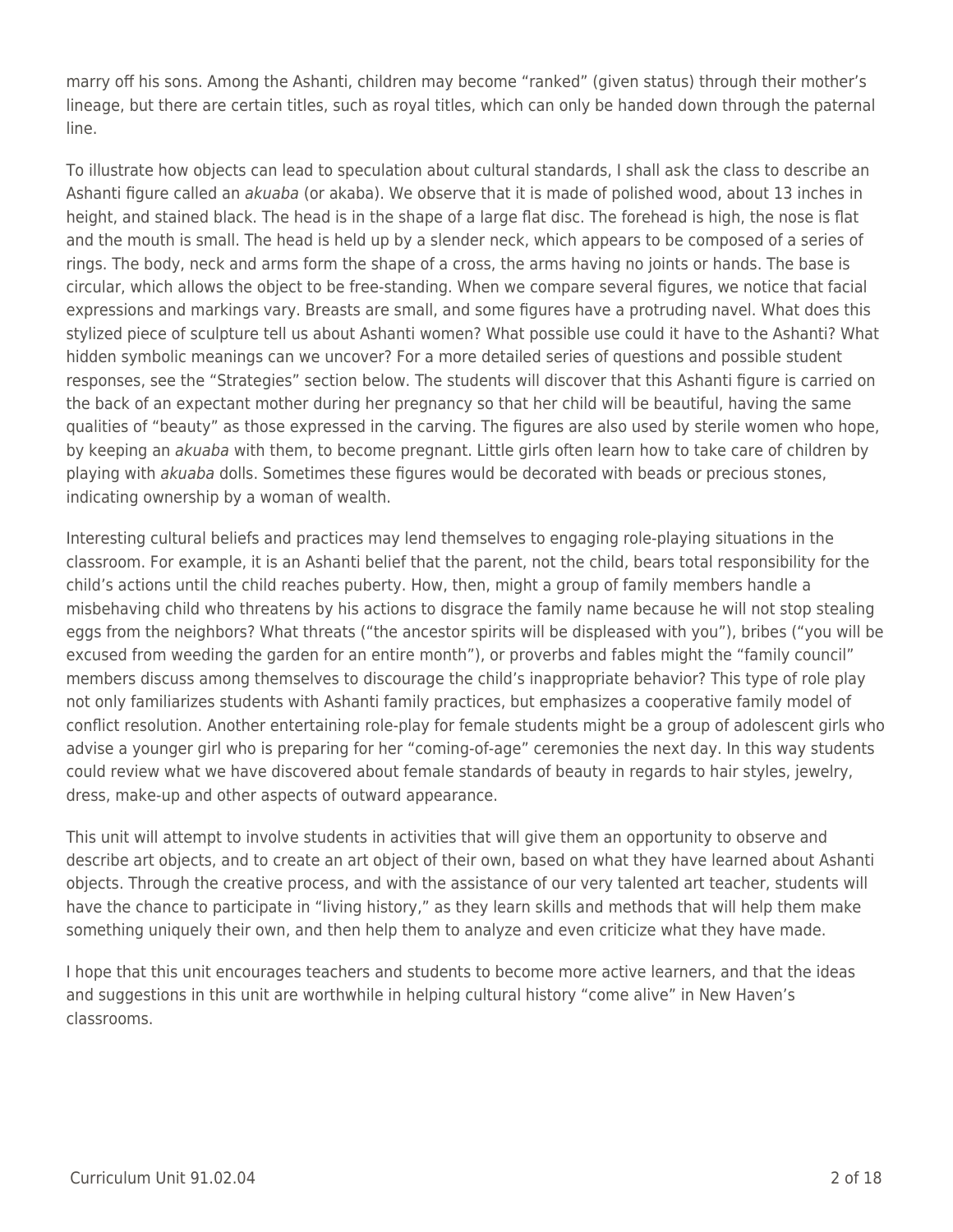marry off his sons. Among the Ashanti, children may become "ranked" (given status) through their mother's lineage, but there are certain titles, such as royal titles, which can only be handed down through the paternal line.

To illustrate how objects can lead to speculation about cultural standards, I shall ask the class to describe an Ashanti figure called an *akuaba* (or akaba). We observe that it is made of polished wood, about 13 inches in height, and stained black. The head is in the shape of a large flat disc. The forehead is high, the nose is flat and the mouth is small. The head is held up by a slender neck, which appears to be composed of a series of rings. The body, neck and arms form the shape of a cross, the arms having no joints or hands. The base is circular, which allows the object to be free-standing. When we compare several figures, we notice that facial expressions and markings vary. Breasts are small, and some figures have a protruding navel. What does this stylized piece of sculpture tell us about Ashanti women? What possible use could it have to the Ashanti? What hidden symbolic meanings can we uncover? For a more detailed series of questions and possible student responses, see the "Strategies" section below. The students will discover that this Ashanti figure is carried on the back of an expectant mother during her pregnancy so that her child will be beautiful, having the same qualities of "beauty" as those expressed in the carving. The figures are also used by sterile women who hope, by keeping an *akuaba* with them, to become pregnant. Little girls often learn how to take care of children by playing with *akuaba* dolls. Sometimes these figures would be decorated with beads or precious stones, indicating ownership by a woman of wealth.

Interesting cultural beliefs and practices may lend themselves to engaging role-playing situations in the classroom. For example, it is an Ashanti belief that the parent, not the child, bears total responsibility for the child's actions until the child reaches puberty. How, then, might a group of family members handle a misbehaving child who threatens by his actions to disgrace the family name because he will not stop stealing eggs from the neighbors? What threats ("the ancestor spirits will be displeased with you"), bribes ("you will be excused from weeding the garden for an entire month"), or proverbs and fables might the "family council" members discuss among themselves to discourage the child's inappropriate behavior? This type of role play not only familiarizes students with Ashanti family practices, but emphasizes a cooperative family model of conflict resolution. Another entertaining role-play for female students might be a group of adolescent girls who advise a younger girl who is preparing for her "coming-of-age" ceremonies the next day. In this way students could review what we have discovered about female standards of beauty in regards to hair styles, jewelry, dress, make-up and other aspects of outward appearance.

This unit will attempt to involve students in activities that will give them an opportunity to observe and describe art objects, and to create an art object of their own, based on what they have learned about Ashanti objects. Through the creative process, and with the assistance of our very talented art teacher, students will have the chance to participate in "living history," as they learn skills and methods that will help them make something uniquely their own, and then help them to analyze and even criticize what they have made.

I hope that this unit encourages teachers and students to become more active learners, and that the ideas and suggestions in this unit are worthwhile in helping cultural history "come alive" in New Haven's classrooms.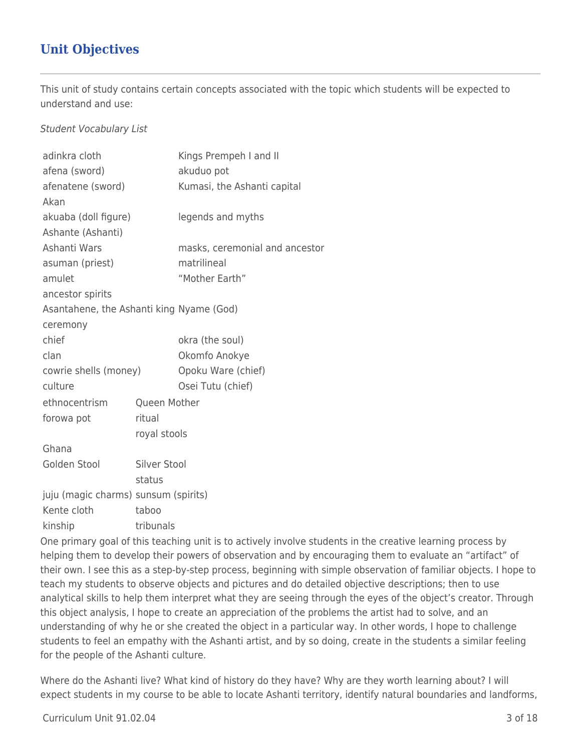## Unit Objectives

This unit of study contains certain concepts associated with the topic which students will be expected to understand and use:

*Student Vocabulary List*

| | |
|---|---|
| adinkra cloth | Kings Prempeh I and II |
| afena (sword) | akuduo pot |
| afenatene (sword) | Kumasi, the Ashanti capital |
| Akan | |
| akuaba (doll figure) | legends and myths |
| Ashante (Ashanti) | |
| Ashanti Wars | masks, ceremonial and ancestor |
| asuman (priest) | matrilineal |
| amulet | "Mother Earth" |
| ancestor spirits | |
| Asantahene, the Ashanti king | Nyame (God) |
| ceremony | |
| chief | okra (the soul) |
| clan | Okomfo Anokye |
| cowrie shells (money) | Opoku Ware (chief) |
| culture | Osei Tutu (chief) |
| ethnocentrism | Queen Mother |
| forowa pot | ritual |
| | royal stools |
| Ghana | |
| Golden Stool | Silver Stool |
| | status |
| juju (magic charms) | sunsum (spirits) |
| Kente cloth | taboo |
| kinship | tribunals |

One primary goal of this teaching unit is to actively involve students in the creative learning process by helping them to develop their powers of observation and by encouraging them to evaluate an "artifact" of their own. I see this as a step-by-step process, beginning with simple observation of familiar objects. I hope to teach my students to observe objects and pictures and do detailed objective descriptions; then to use analytical skills to help them interpret what they are seeing through the eyes of the object's creator. Through this object analysis, I hope to create an appreciation of the problems the artist had to solve, and an understanding of why he or she created the object in a particular way. In other words, I hope to challenge students to feel an empathy with the Ashanti artist, and by so doing, create in the students a similar feeling for the people of the Ashanti culture.

Where do the Ashanti live? What kind of history do they have? Why are they worth learning about? I will expect students in my course to be able to locate Ashanti territory, identify natural boundaries and landforms,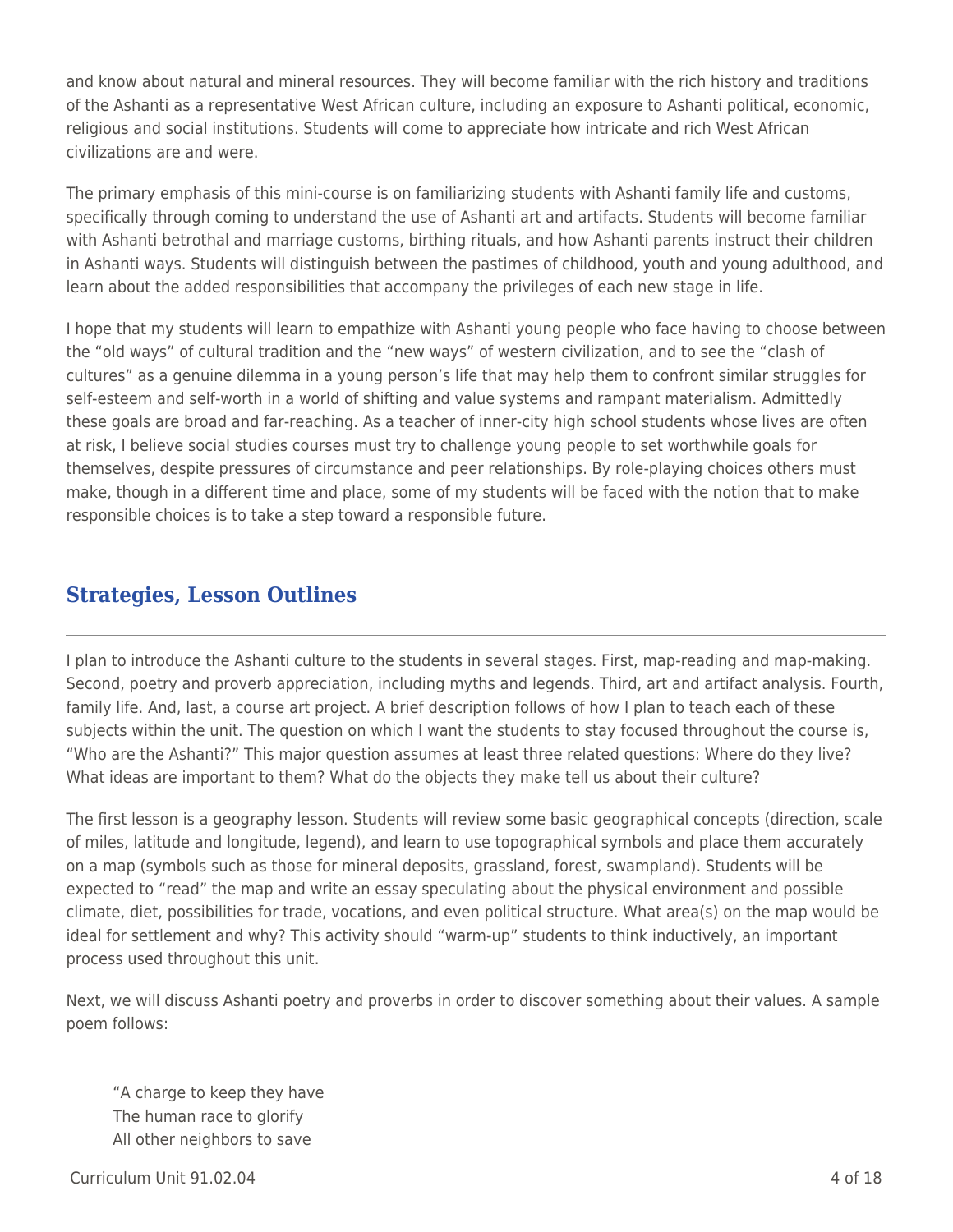and know about natural and mineral resources. They will become familiar with the rich history and traditions of the Ashanti as a representative West African culture, including an exposure to Ashanti political, economic, religious and social institutions. Students will come to appreciate how intricate and rich West African civilizations are and were.

The primary emphasis of this mini-course is on familiarizing students with Ashanti family life and customs, specifically through coming to understand the use of Ashanti art and artifacts. Students will become familiar with Ashanti betrothal and marriage customs, birthing rituals, and how Ashanti parents instruct their children in Ashanti ways. Students will distinguish between the pastimes of childhood, youth and young adulthood, and learn about the added responsibilities that accompany the privileges of each new stage in life.

I hope that my students will learn to empathize with Ashanti young people who face having to choose between the "old ways" of cultural tradition and the "new ways" of western civilization, and to see the "clash of cultures" as a genuine dilemma in a young person's life that may help them to confront similar struggles for self-esteem and self-worth in a world of shifting and value systems and rampant materialism. Admittedly these goals are broad and far-reaching. As a teacher of inner-city high school students whose lives are often at risk, I believe social studies courses must try to challenge young people to set worthwhile goals for themselves, despite pressures of circumstance and peer relationships. By role-playing choices others must make, though in a different time and place, some of my students will be faced with the notion that to make responsible choices is to take a step toward a responsible future.

## Strategies, Lesson Outlines

I plan to introduce the Ashanti culture to the students in several stages. First, map-reading and map-making. Second, poetry and proverb appreciation, including myths and legends. Third, art and artifact analysis. Fourth, family life. And, last, a course art project. A brief description follows of how I plan to teach each of these subjects within the unit. The question on which I want the students to stay focused throughout the course is, "Who are the Ashanti?" This major question assumes at least three related questions: Where do they live? What ideas are important to them? What do the objects they make tell us about their culture?

The first lesson is a geography lesson. Students will review some basic geographical concepts (direction, scale of miles, latitude and longitude, legend), and learn to use topographical symbols and place them accurately on a map (symbols such as those for mineral deposits, grassland, forest, swampland). Students will be expected to "read" the map and write an essay speculating about the physical environment and possible climate, diet, possibilities for trade, vocations, and even political structure. What area(s) on the map would be ideal for settlement and why? This activity should "warm-up" students to think inductively, an important process used throughout this unit.

Next, we will discuss Ashanti poetry and proverbs in order to discover something about their values. A sample poem follows:

> "A charge to keep they have
> The human race to glorify
> All other neighbors to save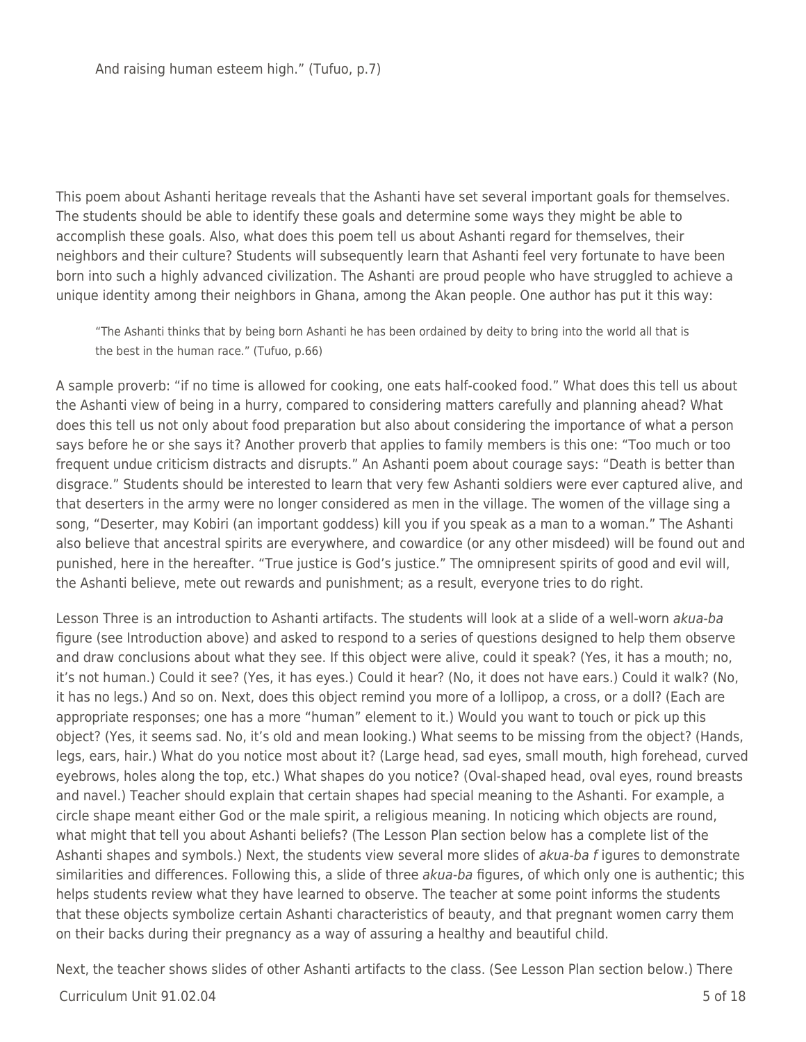> And raising human esteem high." (Tufuo, p.7)

This poem about Ashanti heritage reveals that the Ashanti have set several important goals for themselves. The students should be able to identify these goals and determine some ways they might be able to accomplish these goals. Also, what does this poem tell us about Ashanti regard for themselves, their neighbors and their culture? Students will subsequently learn that Ashanti feel very fortunate to have been born into such a highly advanced civilization. The Ashanti are proud people who have struggled to achieve a unique identity among their neighbors in Ghana, among the Akan people. One author has put it this way:

> "The Ashanti thinks that by being born Ashanti he has been ordained by deity to bring into the world all that is the best in the human race." (Tufuo, p.66)

A sample proverb: "if no time is allowed for cooking, one eats half-cooked food." What does this tell us about the Ashanti view of being in a hurry, compared to considering matters carefully and planning ahead? What does this tell us not only about food preparation but also about considering the importance of what a person says before he or she says it? Another proverb that applies to family members is this one: "Too much or too frequent undue criticism distracts and disrupts." An Ashanti poem about courage says: "Death is better than disgrace." Students should be interested to learn that very few Ashanti soldiers were ever captured alive, and that deserters in the army were no longer considered as men in the village. The women of the village sing a song, "Deserter, may Kobiri (an important goddess) kill you if you speak as a man to a woman." The Ashanti also believe that ancestral spirits are everywhere, and cowardice (or any other misdeed) will be found out and punished, here in the hereafter. "True justice is God's justice." The omnipresent spirits of good and evil will, the Ashanti believe, mete out rewards and punishment; as a result, everyone tries to do right.

Lesson Three is an introduction to Ashanti artifacts. The students will look at a slide of a well-worn *akua-ba* figure (see Introduction above) and asked to respond to a series of questions designed to help them observe and draw conclusions about what they see. If this object were alive, could it speak? (Yes, it has a mouth; no, it's not human.) Could it see? (Yes, it has eyes.) Could it hear? (No, it does not have ears.) Could it walk? (No, it has no legs.) And so on. Next, does this object remind you more of a lollipop, a cross, or a doll? (Each are appropriate responses; one has a more "human" element to it.) Would you want to touch or pick up this object? (Yes, it seems sad. No, it's old and mean looking.) What seems to be missing from the object? (Hands, legs, ears, hair.) What do you notice most about it? (Large head, sad eyes, small mouth, high forehead, curved eyebrows, holes along the top, etc.) What shapes do you notice? (Oval-shaped head, oval eyes, round breasts and navel.) Teacher should explain that certain shapes had special meaning to the Ashanti. For example, a circle shape meant either God or the male spirit, a religious meaning. In noticing which objects are round, what might that tell you about Ashanti beliefs? (The Lesson Plan section below has a complete list of the Ashanti shapes and symbols.) Next, the students view several more slides of *akua-ba f* igures to demonstrate similarities and differences. Following this, a slide of three *akua-ba* figures, of which only one is authentic; this helps students review what they have learned to observe. The teacher at some point informs the students that these objects symbolize certain Ashanti characteristics of beauty, and that pregnant women carry them on their backs during their pregnancy as a way of assuring a healthy and beautiful child.

Next, the teacher shows slides of other Ashanti artifacts to the class. (See Lesson Plan section below.) There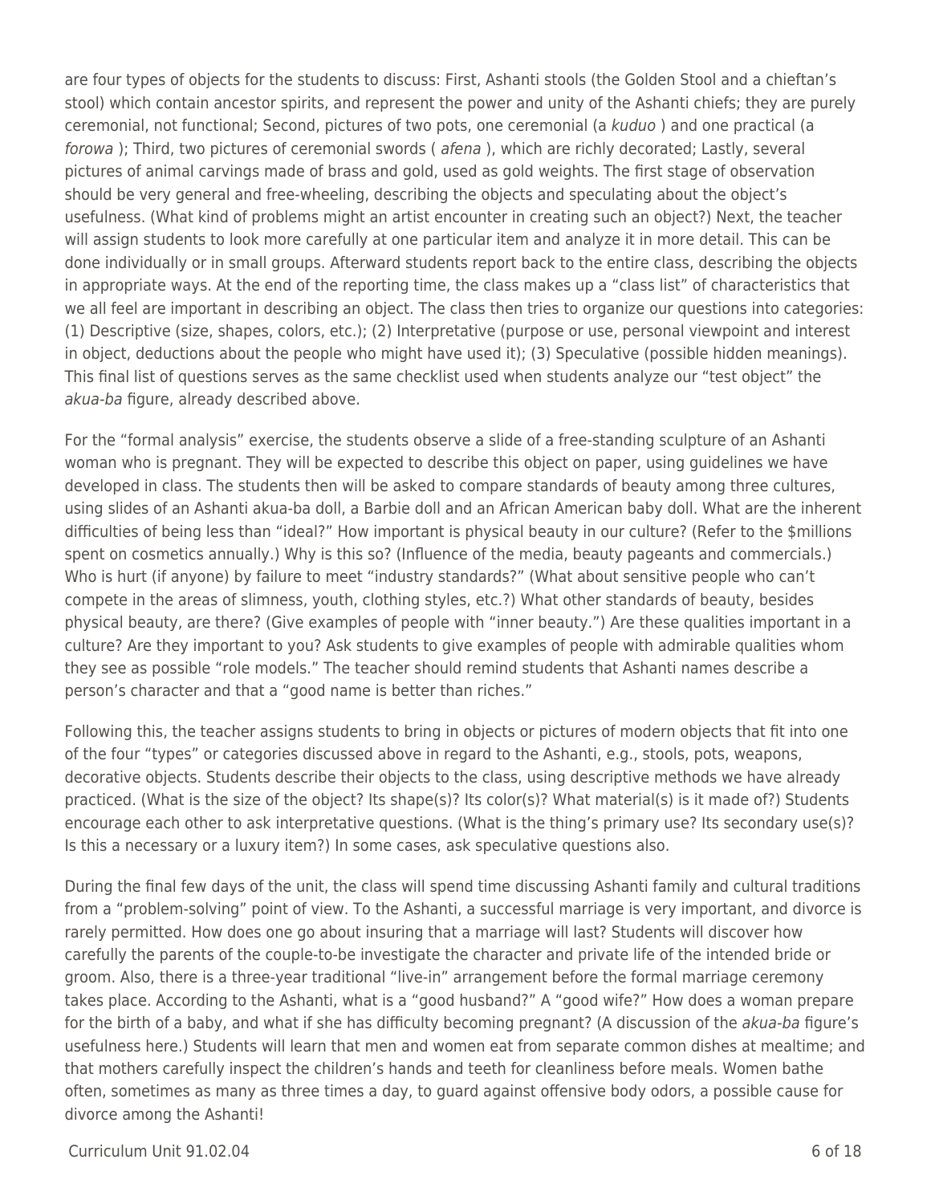are four types of objects for the students to discuss: First, Ashanti stools (the Golden Stool and a chieftan's stool) which contain ancestor spirits, and represent the power and unity of the Ashanti chiefs; they are purely ceremonial, not functional; Second, pictures of two pots, one ceremonial (a *kuduo* ) and one practical (a *forowa* ); Third, two pictures of ceremonial swords ( *afena* ), which are richly decorated; Lastly, several pictures of animal carvings made of brass and gold, used as gold weights. The first stage of observation should be very general and free-wheeling, describing the objects and speculating about the object's usefulness. (What kind of problems might an artist encounter in creating such an object?) Next, the teacher will assign students to look more carefully at one particular item and analyze it in more detail. This can be done individually or in small groups. Afterward students report back to the entire class, describing the objects in appropriate ways. At the end of the reporting time, the class makes up a "class list" of characteristics that we all feel are important in describing an object. The class then tries to organize our questions into categories: (1) Descriptive (size, shapes, colors, etc.); (2) Interpretative (purpose or use, personal viewpoint and interest in object, deductions about the people who might have used it); (3) Speculative (possible hidden meanings). This final list of questions serves as the same checklist used when students analyze our "test object" the *akua-ba* figure, already described above.

For the "formal analysis" exercise, the students observe a slide of a free-standing sculpture of an Ashanti woman who is pregnant. They will be expected to describe this object on paper, using guidelines we have developed in class. The students then will be asked to compare standards of beauty among three cultures, using slides of an Ashanti akua-ba doll, a Barbie doll and an African American baby doll. What are the inherent difficulties of being less than "ideal?" How important is physical beauty in our culture? (Refer to the $millions spent on cosmetics annually.) Why is this so? (Influence of the media, beauty pageants and commercials.) Who is hurt (if anyone) by failure to meet "industry standards?" (What about sensitive people who can't compete in the areas of slimness, youth, clothing styles, etc.?) What other standards of beauty, besides physical beauty, are there? (Give examples of people with "inner beauty.") Are these qualities important in a culture? Are they important to you? Ask students to give examples of people with admirable qualities whom they see as possible "role models." The teacher should remind students that Ashanti names describe a person's character and that a "good name is better than riches."

Following this, the teacher assigns students to bring in objects or pictures of modern objects that fit into one of the four "types" or categories discussed above in regard to the Ashanti, e.g., stools, pots, weapons, decorative objects. Students describe their objects to the class, using descriptive methods we have already practiced. (What is the size of the object? Its shape(s)? Its color(s)? What material(s) is it made of?) Students encourage each other to ask interpretative questions. (What is the thing's primary use? Its secondary use(s)? Is this a necessary or a luxury item?) In some cases, ask speculative questions also.

During the final few days of the unit, the class will spend time discussing Ashanti family and cultural traditions from a "problem-solving" point of view. To the Ashanti, a successful marriage is very important, and divorce is rarely permitted. How does one go about insuring that a marriage will last? Students will discover how carefully the parents of the couple-to-be investigate the character and private life of the intended bride or groom. Also, there is a three-year traditional "live-in" arrangement before the formal marriage ceremony takes place. According to the Ashanti, what is a "good husband?" A "good wife?" How does a woman prepare for the birth of a baby, and what if she has difficulty becoming pregnant? (A discussion of the *akua-ba* figure's usefulness here.) Students will learn that men and women eat from separate common dishes at mealtime; and that mothers carefully inspect the children's hands and teeth for cleanliness before meals. Women bathe often, sometimes as many as three times a day, to guard against offensive body odors, a possible cause for divorce among the Ashanti!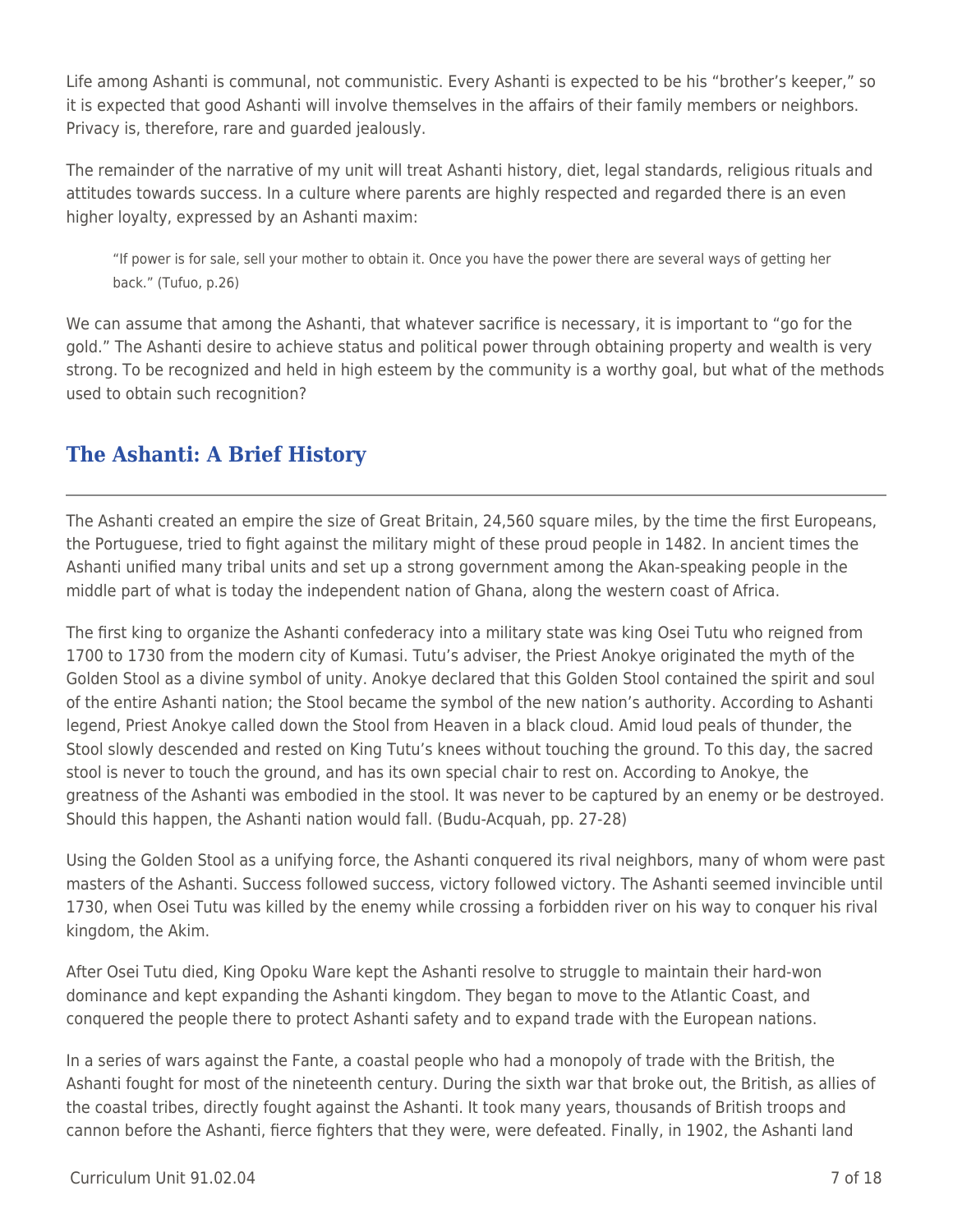Life among Ashanti is communal, not communistic. Every Ashanti is expected to be his "brother's keeper," so it is expected that good Ashanti will involve themselves in the affairs of their family members or neighbors. Privacy is, therefore, rare and guarded jealously.

The remainder of the narrative of my unit will treat Ashanti history, diet, legal standards, religious rituals and attitudes towards success. In a culture where parents are highly respected and regarded there is an even higher loyalty, expressed by an Ashanti maxim:

> "If power is for sale, sell your mother to obtain it. Once you have the power there are several ways of getting her back." (Tufuo, p.26)

We can assume that among the Ashanti, that whatever sacrifice is necessary, it is important to "go for the gold." The Ashanti desire to achieve status and political power through obtaining property and wealth is very strong. To be recognized and held in high esteem by the community is a worthy goal, but what of the methods used to obtain such recognition?

## The Ashanti: A Brief History

The Ashanti created an empire the size of Great Britain, 24,560 square miles, by the time the first Europeans, the Portuguese, tried to fight against the military might of these proud people in 1482. In ancient times the Ashanti unified many tribal units and set up a strong government among the Akan-speaking people in the middle part of what is today the independent nation of Ghana, along the western coast of Africa.

The first king to organize the Ashanti confederacy into a military state was king Osei Tutu who reigned from 1700 to 1730 from the modern city of Kumasi. Tutu's adviser, the Priest Anokye originated the myth of the Golden Stool as a divine symbol of unity. Anokye declared that this Golden Stool contained the spirit and soul of the entire Ashanti nation; the Stool became the symbol of the new nation's authority. According to Ashanti legend, Priest Anokye called down the Stool from Heaven in a black cloud. Amid loud peals of thunder, the Stool slowly descended and rested on King Tutu's knees without touching the ground. To this day, the sacred stool is never to touch the ground, and has its own special chair to rest on. According to Anokye, the greatness of the Ashanti was embodied in the stool. It was never to be captured by an enemy or be destroyed. Should this happen, the Ashanti nation would fall. (Budu-Acquah, pp. 27-28)

Using the Golden Stool as a unifying force, the Ashanti conquered its rival neighbors, many of whom were past masters of the Ashanti. Success followed success, victory followed victory. The Ashanti seemed invincible until 1730, when Osei Tutu was killed by the enemy while crossing a forbidden river on his way to conquer his rival kingdom, the Akim.

After Osei Tutu died, King Opoku Ware kept the Ashanti resolve to struggle to maintain their hard-won dominance and kept expanding the Ashanti kingdom. They began to move to the Atlantic Coast, and conquered the people there to protect Ashanti safety and to expand trade with the European nations.

In a series of wars against the Fante, a coastal people who had a monopoly of trade with the British, the Ashanti fought for most of the nineteenth century. During the sixth war that broke out, the British, as allies of the coastal tribes, directly fought against the Ashanti. It took many years, thousands of British troops and cannon before the Ashanti, fierce fighters that they were, were defeated. Finally, in 1902, the Ashanti land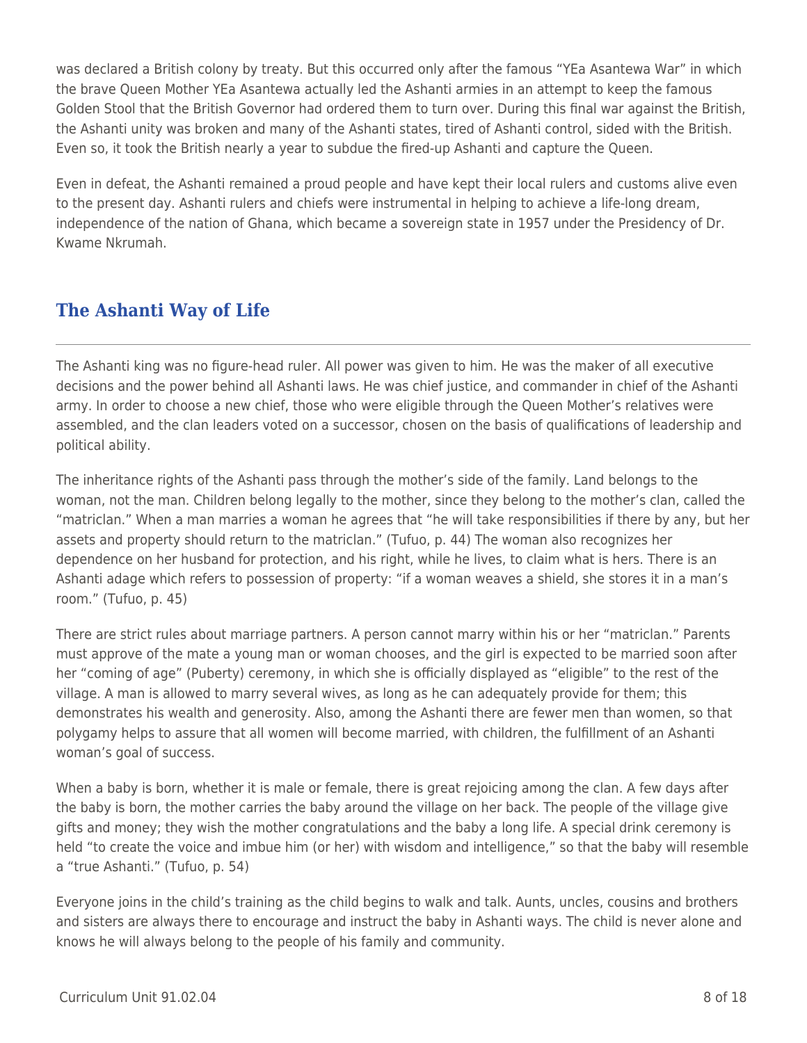was declared a British colony by treaty. But this occurred only after the famous "YEa Asantewa War" in which the brave Queen Mother YEa Asantewa actually led the Ashanti armies in an attempt to keep the famous Golden Stool that the British Governor had ordered them to turn over. During this final war against the British, the Ashanti unity was broken and many of the Ashanti states, tired of Ashanti control, sided with the British. Even so, it took the British nearly a year to subdue the fired-up Ashanti and capture the Queen.

Even in defeat, the Ashanti remained a proud people and have kept their local rulers and customs alive even to the present day. Ashanti rulers and chiefs were instrumental in helping to achieve a life-long dream, independence of the nation of Ghana, which became a sovereign state in 1957 under the Presidency of Dr. Kwame Nkrumah.

## The Ashanti Way of Life

The Ashanti king was no figure-head ruler. All power was given to him. He was the maker of all executive decisions and the power behind all Ashanti laws. He was chief justice, and commander in chief of the Ashanti army. In order to choose a new chief, those who were eligible through the Queen Mother's relatives were assembled, and the clan leaders voted on a successor, chosen on the basis of qualifications of leadership and political ability.

The inheritance rights of the Ashanti pass through the mother's side of the family. Land belongs to the woman, not the man. Children belong legally to the mother, since they belong to the mother's clan, called the "matriclan." When a man marries a woman he agrees that "he will take responsibilities if there by any, but her assets and property should return to the matriclan." (Tufuo, p. 44) The woman also recognizes her dependence on her husband for protection, and his right, while he lives, to claim what is hers. There is an Ashanti adage which refers to possession of property: "if a woman weaves a shield, she stores it in a man's room." (Tufuo, p. 45)

There are strict rules about marriage partners. A person cannot marry within his or her "matriclan." Parents must approve of the mate a young man or woman chooses, and the girl is expected to be married soon after her "coming of age" (Puberty) ceremony, in which she is officially displayed as "eligible" to the rest of the village. A man is allowed to marry several wives, as long as he can adequately provide for them; this demonstrates his wealth and generosity. Also, among the Ashanti there are fewer men than women, so that polygamy helps to assure that all women will become married, with children, the fulfillment of an Ashanti woman's goal of success.

When a baby is born, whether it is male or female, there is great rejoicing among the clan. A few days after the baby is born, the mother carries the baby around the village on her back. The people of the village give gifts and money; they wish the mother congratulations and the baby a long life. A special drink ceremony is held "to create the voice and imbue him (or her) with wisdom and intelligence," so that the baby will resemble a "true Ashanti." (Tufuo, p. 54)

Everyone joins in the child's training as the child begins to walk and talk. Aunts, uncles, cousins and brothers and sisters are always there to encourage and instruct the baby in Ashanti ways. The child is never alone and knows he will always belong to the people of his family and community.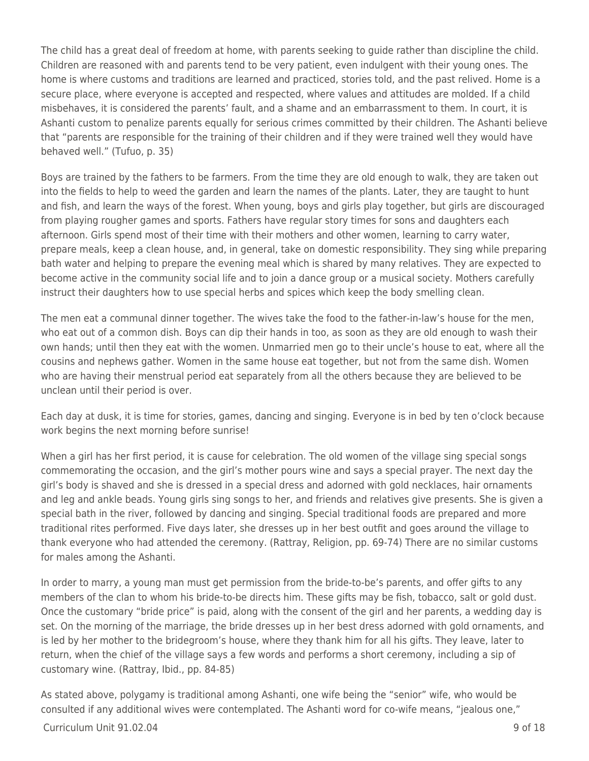The child has a great deal of freedom at home, with parents seeking to guide rather than discipline the child. Children are reasoned with and parents tend to be very patient, even indulgent with their young ones. The home is where customs and traditions are learned and practiced, stories told, and the past relived. Home is a secure place, where everyone is accepted and respected, where values and attitudes are molded. If a child misbehaves, it is considered the parents' fault, and a shame and an embarrassment to them. In court, it is Ashanti custom to penalize parents equally for serious crimes committed by their children. The Ashanti believe that "parents are responsible for the training of their children and if they were trained well they would have behaved well." (Tufuo, p. 35)

Boys are trained by the fathers to be farmers. From the time they are old enough to walk, they are taken out into the fields to help to weed the garden and learn the names of the plants. Later, they are taught to hunt and fish, and learn the ways of the forest. When young, boys and girls play together, but girls are discouraged from playing rougher games and sports. Fathers have regular story times for sons and daughters each afternoon. Girls spend most of their time with their mothers and other women, learning to carry water, prepare meals, keep a clean house, and, in general, take on domestic responsibility. They sing while preparing bath water and helping to prepare the evening meal which is shared by many relatives. They are expected to become active in the community social life and to join a dance group or a musical society. Mothers carefully instruct their daughters how to use special herbs and spices which keep the body smelling clean.

The men eat a communal dinner together. The wives take the food to the father-in-law's house for the men, who eat out of a common dish. Boys can dip their hands in too, as soon as they are old enough to wash their own hands; until then they eat with the women. Unmarried men go to their uncle's house to eat, where all the cousins and nephews gather. Women in the same house eat together, but not from the same dish. Women who are having their menstrual period eat separately from all the others because they are believed to be unclean until their period is over.

Each day at dusk, it is time for stories, games, dancing and singing. Everyone is in bed by ten o'clock because work begins the next morning before sunrise!

When a girl has her first period, it is cause for celebration. The old women of the village sing special songs commemorating the occasion, and the girl's mother pours wine and says a special prayer. The next day the girl's body is shaved and she is dressed in a special dress and adorned with gold necklaces, hair ornaments and leg and ankle beads. Young girls sing songs to her, and friends and relatives give presents. She is given a special bath in the river, followed by dancing and singing. Special traditional foods are prepared and more traditional rites performed. Five days later, she dresses up in her best outfit and goes around the village to thank everyone who had attended the ceremony. (Rattray, Religion, pp. 69-74) There are no similar customs for males among the Ashanti.

In order to marry, a young man must get permission from the bride-to-be's parents, and offer gifts to any members of the clan to whom his bride-to-be directs him. These gifts may be fish, tobacco, salt or gold dust. Once the customary "bride price" is paid, along with the consent of the girl and her parents, a wedding day is set. On the morning of the marriage, the bride dresses up in her best dress adorned with gold ornaments, and is led by her mother to the bridegroom's house, where they thank him for all his gifts. They leave, later to return, when the chief of the village says a few words and performs a short ceremony, including a sip of customary wine. (Rattray, Ibid., pp. 84-85)

As stated above, polygamy is traditional among Ashanti, one wife being the "senior" wife, who would be consulted if any additional wives were contemplated. The Ashanti word for co-wife means, "jealous one,"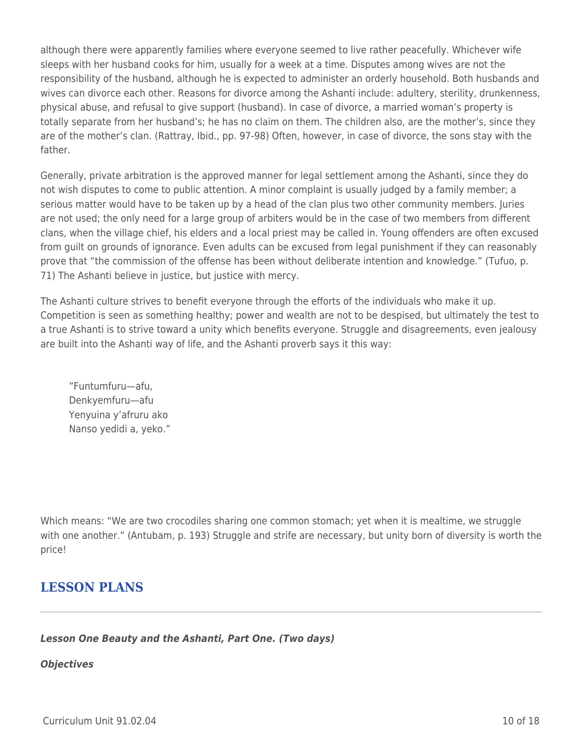although there were apparently families where everyone seemed to live rather peacefully. Whichever wife sleeps with her husband cooks for him, usually for a week at a time. Disputes among wives are not the responsibility of the husband, although he is expected to administer an orderly household. Both husbands and wives can divorce each other. Reasons for divorce among the Ashanti include: adultery, sterility, drunkenness, physical abuse, and refusal to give support (husband). In case of divorce, a married woman's property is totally separate from her husband's; he has no claim on them. The children also, are the mother's, since they are of the mother's clan. (Rattray, Ibid., pp. 97-98) Often, however, in case of divorce, the sons stay with the father.

Generally, private arbitration is the approved manner for legal settlement among the Ashanti, since they do not wish disputes to come to public attention. A minor complaint is usually judged by a family member; a serious matter would have to be taken up by a head of the clan plus two other community members. Juries are not used; the only need for a large group of arbiters would be in the case of two members from different clans, when the village chief, his elders and a local priest may be called in. Young offenders are often excused from guilt on grounds of ignorance. Even adults can be excused from legal punishment if they can reasonably prove that "the commission of the offense has been without deliberate intention and knowledge." (Tufuo, p. 71) The Ashanti believe in justice, but justice with mercy.

The Ashanti culture strives to benefit everyone through the efforts of the individuals who make it up. Competition is seen as something healthy; power and wealth are not to be despised, but ultimately the test to a true Ashanti is to strive toward a unity which benefits everyone. Struggle and disagreements, even jealousy are built into the Ashanti way of life, and the Ashanti proverb says it this way:

> "Funtumfuru—afu,
> Denkyemfuru—afu
> Yenyuina y'afruru ako
> Nanso yedidi a, yeko."

Which means: "We are two crocodiles sharing one common stomach; yet when it is mealtime, we struggle with one another." (Antubam, p. 193) Struggle and strife are necessary, but unity born of diversity is worth the price!

## LESSON PLANS

***Lesson One Beauty and the Ashanti, Part One. (Two days)***

***Objectives***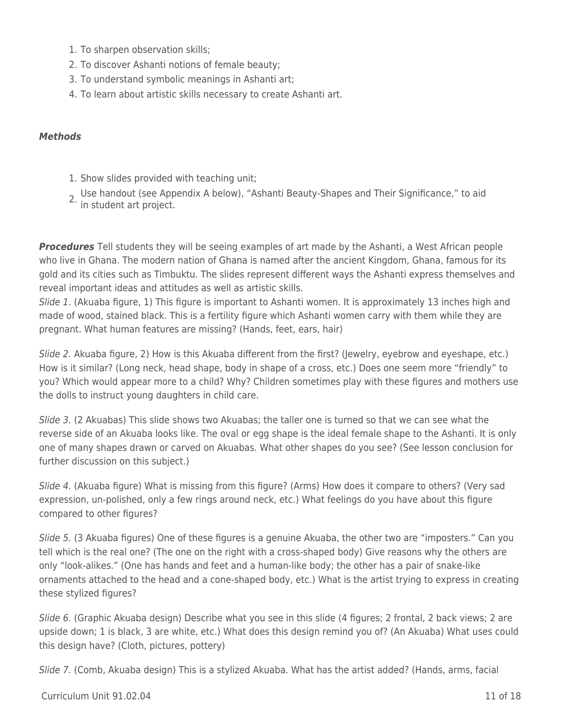1. To sharpen observation skills;
2. To discover Ashanti notions of female beauty;
3. To understand symbolic meanings in Ashanti art;
4. To learn about artistic skills necessary to create Ashanti art.

***Methods***

1. Show slides provided with teaching unit;
2. Use handout (see Appendix A below), "Ashanti Beauty-Shapes and Their Significance," to aid in student art project.

***Procedures*** Tell students they will be seeing examples of art made by the Ashanti, a West African people who live in Ghana. The modern nation of Ghana is named after the ancient Kingdom, Ghana, famous for its gold and its cities such as Timbuktu. The slides represent different ways the Ashanti express themselves and reveal important ideas and attitudes as well as artistic skills.
*Slide 1.* (Akuaba figure, 1) This figure is important to Ashanti women. It is approximately 13 inches high and made of wood, stained black. This is a fertility figure which Ashanti women carry with them while they are pregnant. What human features are missing? (Hands, feet, ears, hair)

*Slide 2.* Akuaba figure, 2) How is this Akuaba different from the first? (Jewelry, eyebrow and eyeshape, etc.) How is it similar? (Long neck, head shape, body in shape of a cross, etc.) Does one seem more "friendly" to you? Which would appear more to a child? Why? Children sometimes play with these figures and mothers use the dolls to instruct young daughters in child care.

*Slide 3.* (2 Akuabas) This slide shows two Akuabas; the taller one is turned so that we can see what the reverse side of an Akuaba looks like. The oval or egg shape is the ideal female shape to the Ashanti. It is only one of many shapes drawn or carved on Akuabas. What other shapes do you see? (See lesson conclusion for further discussion on this subject.)

*Slide 4.* (Akuaba figure) What is missing from this figure? (Arms) How does it compare to others? (Very sad expression, un-polished, only a few rings around neck, etc.) What feelings do you have about this figure compared to other figures?

*Slide 5.* (3 Akuaba figures) One of these figures is a genuine Akuaba, the other two are "imposters." Can you tell which is the real one? (The one on the right with a cross-shaped body) Give reasons why the others are only "look-alikes." (One has hands and feet and a human-like body; the other has a pair of snake-like ornaments attached to the head and a cone-shaped body, etc.) What is the artist trying to express in creating these stylized figures?

*Slide 6.* (Graphic Akuaba design) Describe what you see in this slide (4 figures; 2 frontal, 2 back views; 2 are upside down; 1 is black, 3 are white, etc.) What does this design remind you of? (An Akuaba) What uses could this design have? (Cloth, pictures, pottery)

*Slide 7.* (Comb, Akuaba design) This is a stylized Akuaba. What has the artist added? (Hands, arms, facial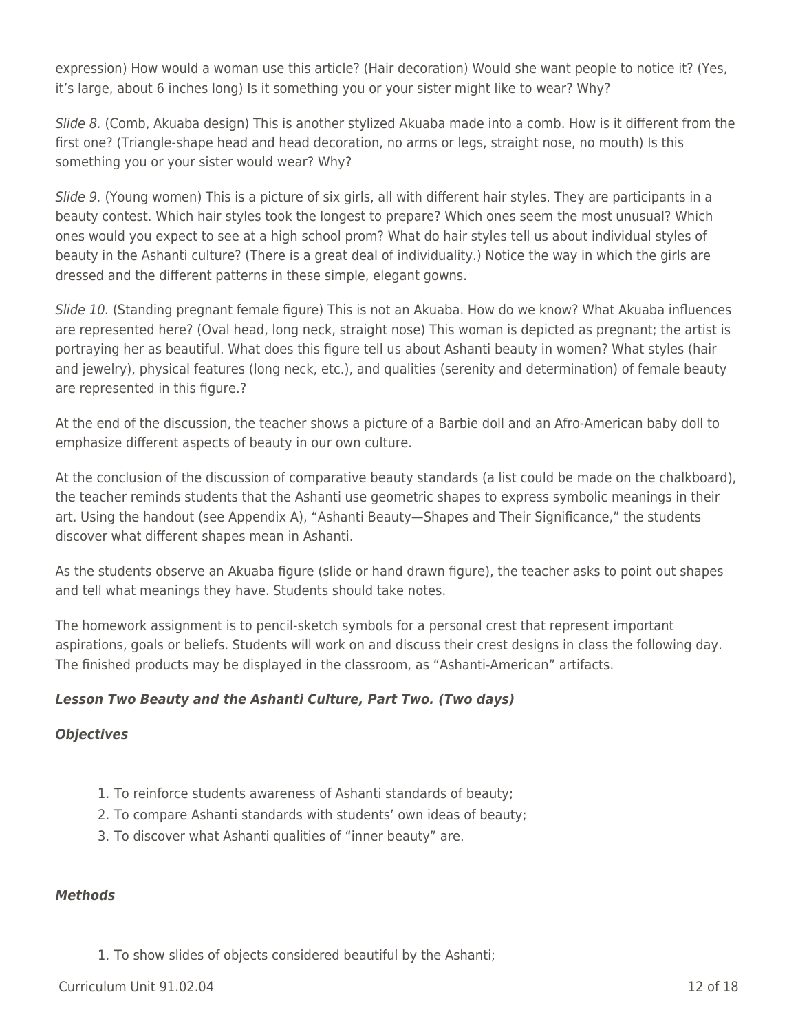expression) How would a woman use this article? (Hair decoration) Would she want people to notice it? (Yes, it's large, about 6 inches long) Is it something you or your sister might like to wear? Why?

*Slide 8.* (Comb, Akuaba design) This is another stylized Akuaba made into a comb. How is it different from the first one? (Triangle-shape head and head decoration, no arms or legs, straight nose, no mouth) Is this something you or your sister would wear? Why?

*Slide 9.* (Young women) This is a picture of six girls, all with different hair styles. They are participants in a beauty contest. Which hair styles took the longest to prepare? Which ones seem the most unusual? Which ones would you expect to see at a high school prom? What do hair styles tell us about individual styles of beauty in the Ashanti culture? (There is a great deal of individuality.) Notice the way in which the girls are dressed and the different patterns in these simple, elegant gowns.

*Slide 10.* (Standing pregnant female figure) This is not an Akuaba. How do we know? What Akuaba influences are represented here? (Oval head, long neck, straight nose) This woman is depicted as pregnant; the artist is portraying her as beautiful. What does this figure tell us about Ashanti beauty in women? What styles (hair and jewelry), physical features (long neck, etc.), and qualities (serenity and determination) of female beauty are represented in this figure.?

At the end of the discussion, the teacher shows a picture of a Barbie doll and an Afro-American baby doll to emphasize different aspects of beauty in our own culture.

At the conclusion of the discussion of comparative beauty standards (a list could be made on the chalkboard), the teacher reminds students that the Ashanti use geometric shapes to express symbolic meanings in their art. Using the handout (see Appendix A), "Ashanti Beauty—Shapes and Their Significance," the students discover what different shapes mean in Ashanti.

As the students observe an Akuaba figure (slide or hand drawn figure), the teacher asks to point out shapes and tell what meanings they have. Students should take notes.

The homework assignment is to pencil-sketch symbols for a personal crest that represent important aspirations, goals or beliefs. Students will work on and discuss their crest designs in class the following day. The finished products may be displayed in the classroom, as "Ashanti-American" artifacts.

***Lesson Two Beauty and the Ashanti Culture, Part Two. (Two days)***

***Objectives***

1. To reinforce students awareness of Ashanti standards of beauty;
2. To compare Ashanti standards with students' own ideas of beauty;
3. To discover what Ashanti qualities of "inner beauty" are.

***Methods***

1. To show slides of objects considered beautiful by the Ashanti;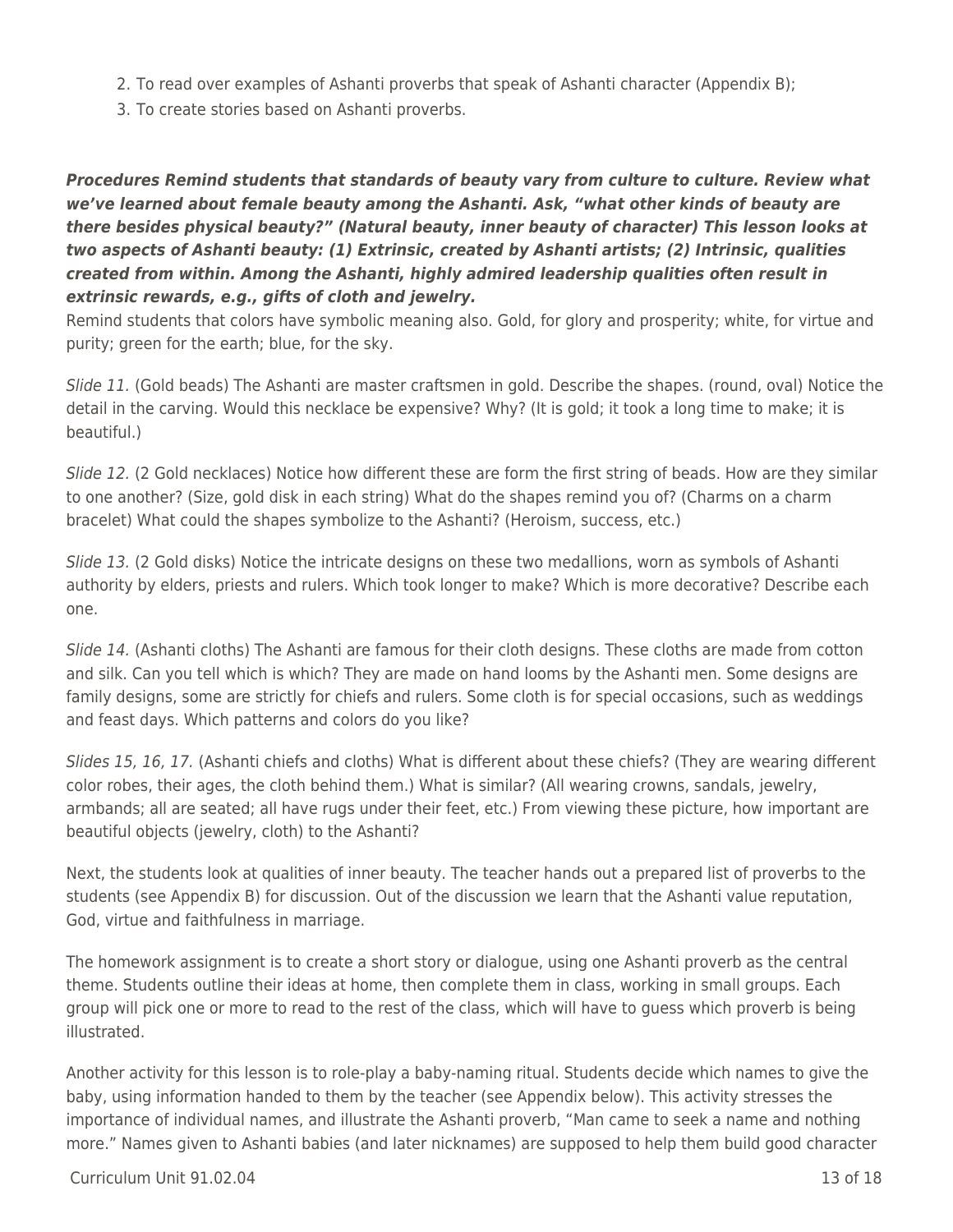2. To read over examples of Ashanti proverbs that speak of Ashanti character (Appendix B);
3. To create stories based on Ashanti proverbs.

***Procedures Remind students that standards of beauty vary from culture to culture. Review what we've learned about female beauty among the Ashanti. Ask, "what other kinds of beauty are there besides physical beauty?" (Natural beauty, inner beauty of character) This lesson looks at two aspects of Ashanti beauty: (1) Extrinsic, created by Ashanti artists; (2) Intrinsic, qualities created from within. Among the Ashanti, highly admired leadership qualities often result in extrinsic rewards, e.g., gifts of cloth and jewelry.***

Remind students that colors have symbolic meaning also. Gold, for glory and prosperity; white, for virtue and purity; green for the earth; blue, for the sky.

*Slide 11.* (Gold beads) The Ashanti are master craftsmen in gold. Describe the shapes. (round, oval) Notice the detail in the carving. Would this necklace be expensive? Why? (It is gold; it took a long time to make; it is beautiful.)

*Slide 12.* (2 Gold necklaces) Notice how different these are form the first string of beads. How are they similar to one another? (Size, gold disk in each string) What do the shapes remind you of? (Charms on a charm bracelet) What could the shapes symbolize to the Ashanti? (Heroism, success, etc.)

*Slide 13.* (2 Gold disks) Notice the intricate designs on these two medallions, worn as symbols of Ashanti authority by elders, priests and rulers. Which took longer to make? Which is more decorative? Describe each one.

*Slide 14.* (Ashanti cloths) The Ashanti are famous for their cloth designs. These cloths are made from cotton and silk. Can you tell which is which? They are made on hand looms by the Ashanti men. Some designs are family designs, some are strictly for chiefs and rulers. Some cloth is for special occasions, such as weddings and feast days. Which patterns and colors do you like?

*Slides 15, 16, 17.* (Ashanti chiefs and cloths) What is different about these chiefs? (They are wearing different color robes, their ages, the cloth behind them.) What is similar? (All wearing crowns, sandals, jewelry, armbands; all are seated; all have rugs under their feet, etc.) From viewing these picture, how important are beautiful objects (jewelry, cloth) to the Ashanti?

Next, the students look at qualities of inner beauty. The teacher hands out a prepared list of proverbs to the students (see Appendix B) for discussion. Out of the discussion we learn that the Ashanti value reputation, God, virtue and faithfulness in marriage.

The homework assignment is to create a short story or dialogue, using one Ashanti proverb as the central theme. Students outline their ideas at home, then complete them in class, working in small groups. Each group will pick one or more to read to the rest of the class, which will have to guess which proverb is being illustrated.

Another activity for this lesson is to role-play a baby-naming ritual. Students decide which names to give the baby, using information handed to them by the teacher (see Appendix below). This activity stresses the importance of individual names, and illustrate the Ashanti proverb, "Man came to seek a name and nothing more." Names given to Ashanti babies (and later nicknames) are supposed to help them build good character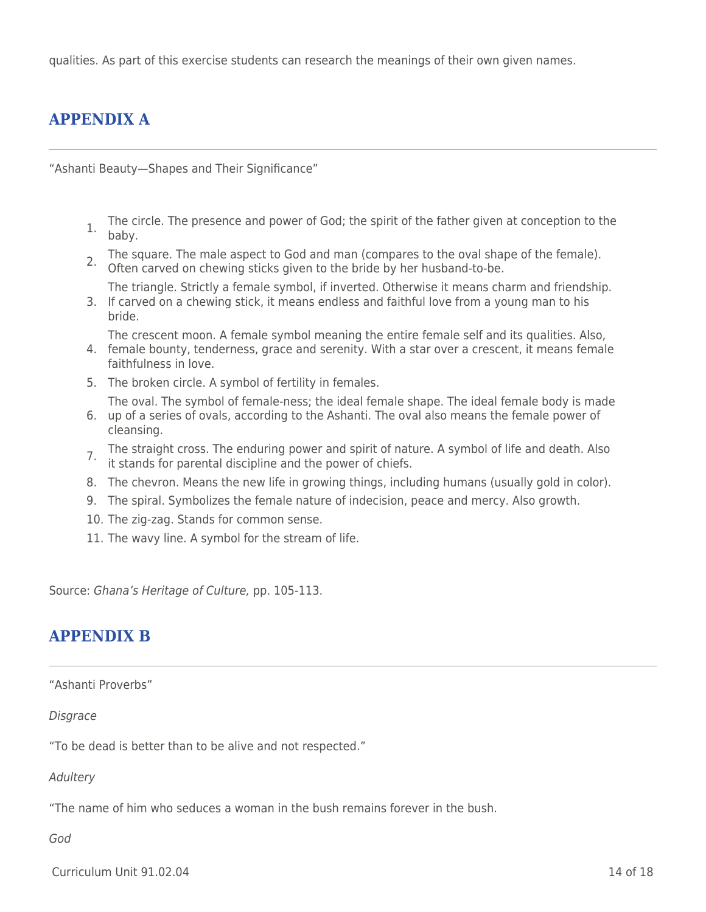qualities. As part of this exercise students can research the meanings of their own given names.

## APPENDIX A

"Ashanti Beauty—Shapes and Their Significance"

1. The circle. The presence and power of God; the spirit of the father given at conception to the baby.
2. The square. The male aspect to God and man (compares to the oval shape of the female). Often carved on chewing sticks given to the bride by her husband-to-be.
3. The triangle. Strictly a female symbol, if inverted. Otherwise it means charm and friendship. If carved on a chewing stick, it means endless and faithful love from a young man to his bride.
4. The crescent moon. A female symbol meaning the entire female self and its qualities. Also, female bounty, tenderness, grace and serenity. With a star over a crescent, it means female faithfulness in love.
5. The broken circle. A symbol of fertility in females.
6. The oval. The symbol of female-ness; the ideal female shape. The ideal female body is made up of a series of ovals, according to the Ashanti. The oval also means the female power of cleansing.
7. The straight cross. The enduring power and spirit of nature. A symbol of life and death. Also it stands for parental discipline and the power of chiefs.
8. The chevron. Means the new life in growing things, including humans (usually gold in color).
9. The spiral. Symbolizes the female nature of indecision, peace and mercy. Also growth.
10. The zig-zag. Stands for common sense.
11. The wavy line. A symbol for the stream of life.

Source: *Ghana's Heritage of Culture,* pp. 105-113.

## APPENDIX B

"Ashanti Proverbs"

*Disgrace*

"To be dead is better than to be alive and not respected."

*Adultery*

"The name of him who seduces a woman in the bush remains forever in the bush.

*God*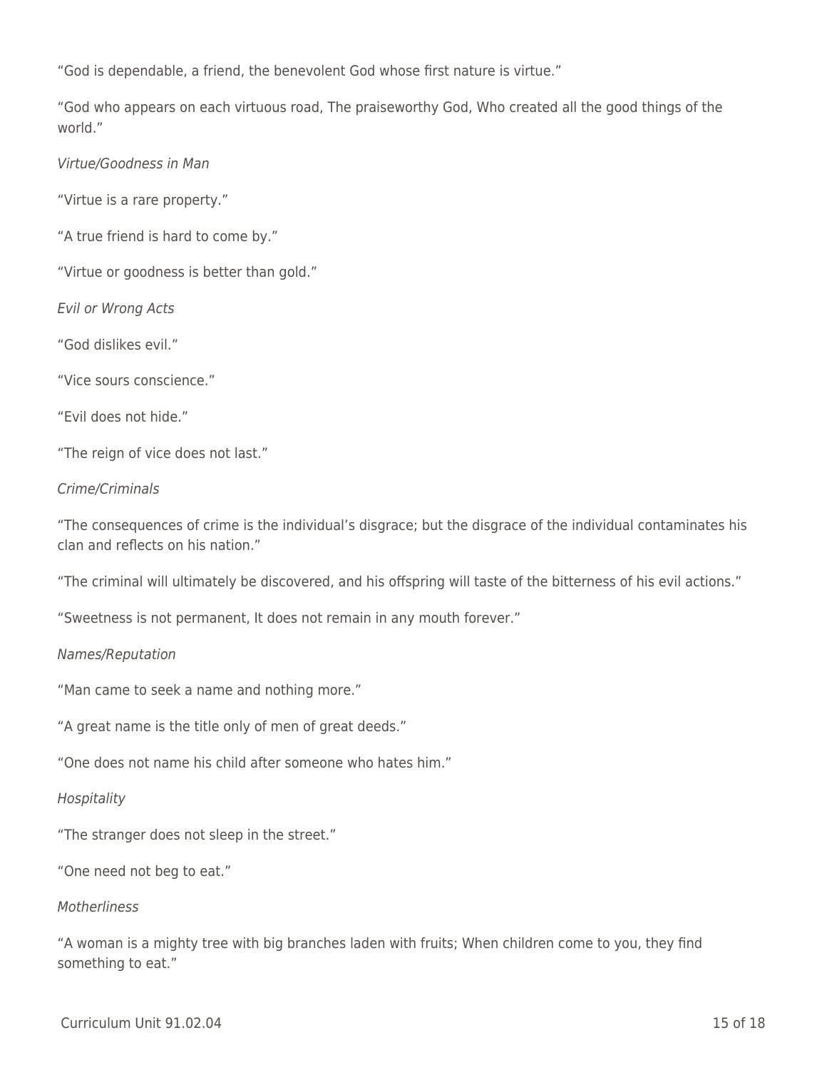"God is dependable, a friend, the benevolent God whose first nature is virtue."

"God who appears on each virtuous road, The praiseworthy God, Who created all the good things of the world."

*Virtue/Goodness in Man*

"Virtue is a rare property."

"A true friend is hard to come by."

"Virtue or goodness is better than gold."

*Evil or Wrong Acts*

"God dislikes evil."

"Vice sours conscience."

"Evil does not hide."

"The reign of vice does not last."

*Crime/Criminals*

"The consequences of crime is the individual's disgrace; but the disgrace of the individual contaminates his clan and reflects on his nation."

"The criminal will ultimately be discovered, and his offspring will taste of the bitterness of his evil actions."

"Sweetness is not permanent, It does not remain in any mouth forever."

*Names/Reputation*

"Man came to seek a name and nothing more."

"A great name is the title only of men of great deeds."

"One does not name his child after someone who hates him."

*Hospitality*

"The stranger does not sleep in the street."

"One need not beg to eat."

*Motherliness*

"A woman is a mighty tree with big branches laden with fruits; When children come to you, they find something to eat."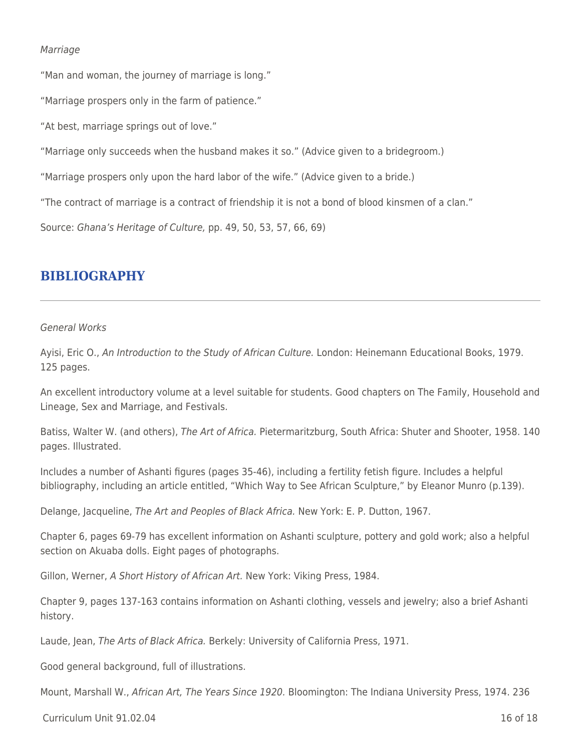*Marriage*

"Man and woman, the journey of marriage is long."

"Marriage prospers only in the farm of patience."

"At best, marriage springs out of love."

"Marriage only succeeds when the husband makes it so." (Advice given to a bridegroom.)

"Marriage prospers only upon the hard labor of the wife." (Advice given to a bride.)

"The contract of marriage is a contract of friendship it is not a bond of blood kinsmen of a clan."

Source: *Ghana's Heritage of Culture,* pp. 49, 50, 53, 57, 66, 69)

## BIBLIOGRAPHY

*General Works*

Ayisi, Eric O., *An Introduction to the Study of African Culture.* London: Heinemann Educational Books, 1979. 125 pages.

An excellent introductory volume at a level suitable for students. Good chapters on The Family, Household and Lineage, Sex and Marriage, and Festivals.

Batiss, Walter W. (and others), *The Art of Africa.* Pietermaritzburg, South Africa: Shuter and Shooter, 1958. 140 pages. Illustrated.

Includes a number of Ashanti figures (pages 35-46), including a fertility fetish figure. Includes a helpful bibliography, including an article entitled, "Which Way to See African Sculpture," by Eleanor Munro (p.139).

Delange, Jacqueline, *The Art and Peoples of Black Africa.* New York: E. P. Dutton, 1967.

Chapter 6, pages 69-79 has excellent information on Ashanti sculpture, pottery and gold work; also a helpful section on Akuaba dolls. Eight pages of photographs.

Gillon, Werner, *A Short History of African Art.* New York: Viking Press, 1984.

Chapter 9, pages 137-163 contains information on Ashanti clothing, vessels and jewelry; also a brief Ashanti history.

Laude, Jean, *The Arts of Black Africa.* Berkely: University of California Press, 1971.

Good general background, full of illustrations.

Mount, Marshall W., *African Art, The Years Since 1920.* Bloomington: The Indiana University Press, 1974. 236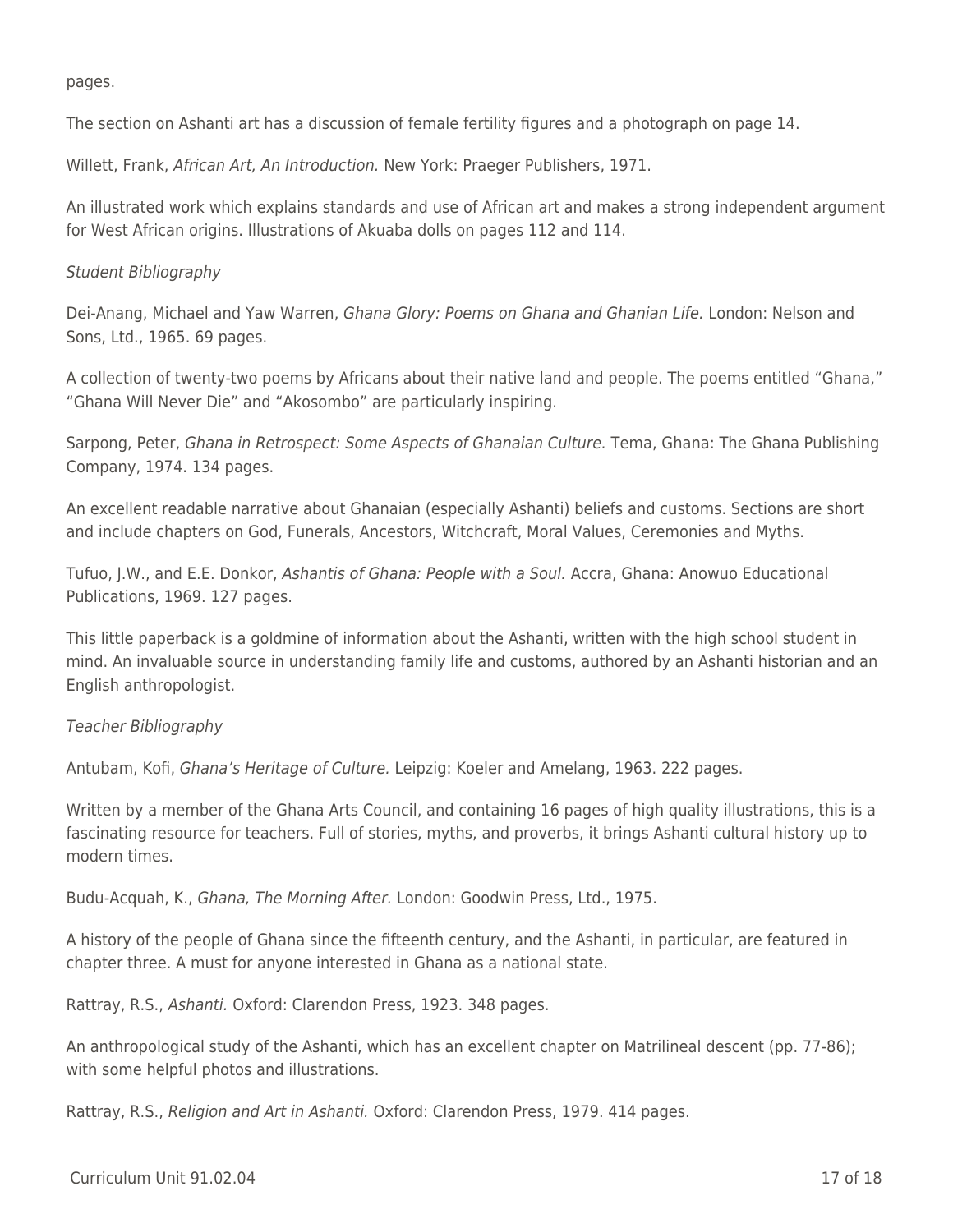pages.

The section on Ashanti art has a discussion of female fertility figures and a photograph on page 14.

Willett, Frank, *African Art, An Introduction.* New York: Praeger Publishers, 1971.

An illustrated work which explains standards and use of African art and makes a strong independent argument for West African origins. Illustrations of Akuaba dolls on pages 112 and 114.

*Student Bibliography*

Dei-Anang, Michael and Yaw Warren, *Ghana Glory: Poems on Ghana and Ghanian Life.* London: Nelson and Sons, Ltd., 1965. 69 pages.

A collection of twenty-two poems by Africans about their native land and people. The poems entitled "Ghana," "Ghana Will Never Die" and "Akosombo" are particularly inspiring.

Sarpong, Peter, *Ghana in Retrospect: Some Aspects of Ghanaian Culture.* Tema, Ghana: The Ghana Publishing Company, 1974. 134 pages.

An excellent readable narrative about Ghanaian (especially Ashanti) beliefs and customs. Sections are short and include chapters on God, Funerals, Ancestors, Witchcraft, Moral Values, Ceremonies and Myths.

Tufuo, J.W., and E.E. Donkor, *Ashantis of Ghana: People with a Soul.* Accra, Ghana: Anowuo Educational Publications, 1969. 127 pages.

This little paperback is a goldmine of information about the Ashanti, written with the high school student in mind. An invaluable source in understanding family life and customs, authored by an Ashanti historian and an English anthropologist.

*Teacher Bibliography*

Antubam, Kofi, *Ghana's Heritage of Culture.* Leipzig: Koeler and Amelang, 1963. 222 pages.

Written by a member of the Ghana Arts Council, and containing 16 pages of high quality illustrations, this is a fascinating resource for teachers. Full of stories, myths, and proverbs, it brings Ashanti cultural history up to modern times.

Budu-Acquah, K., *Ghana, The Morning After.* London: Goodwin Press, Ltd., 1975.

A history of the people of Ghana since the fifteenth century, and the Ashanti, in particular, are featured in chapter three. A must for anyone interested in Ghana as a national state.

Rattray, R.S., *Ashanti.* Oxford: Clarendon Press, 1923. 348 pages.

An anthropological study of the Ashanti, which has an excellent chapter on Matrilineal descent (pp. 77-86); with some helpful photos and illustrations.

Rattray, R.S., *Religion and Art in Ashanti.* Oxford: Clarendon Press, 1979. 414 pages.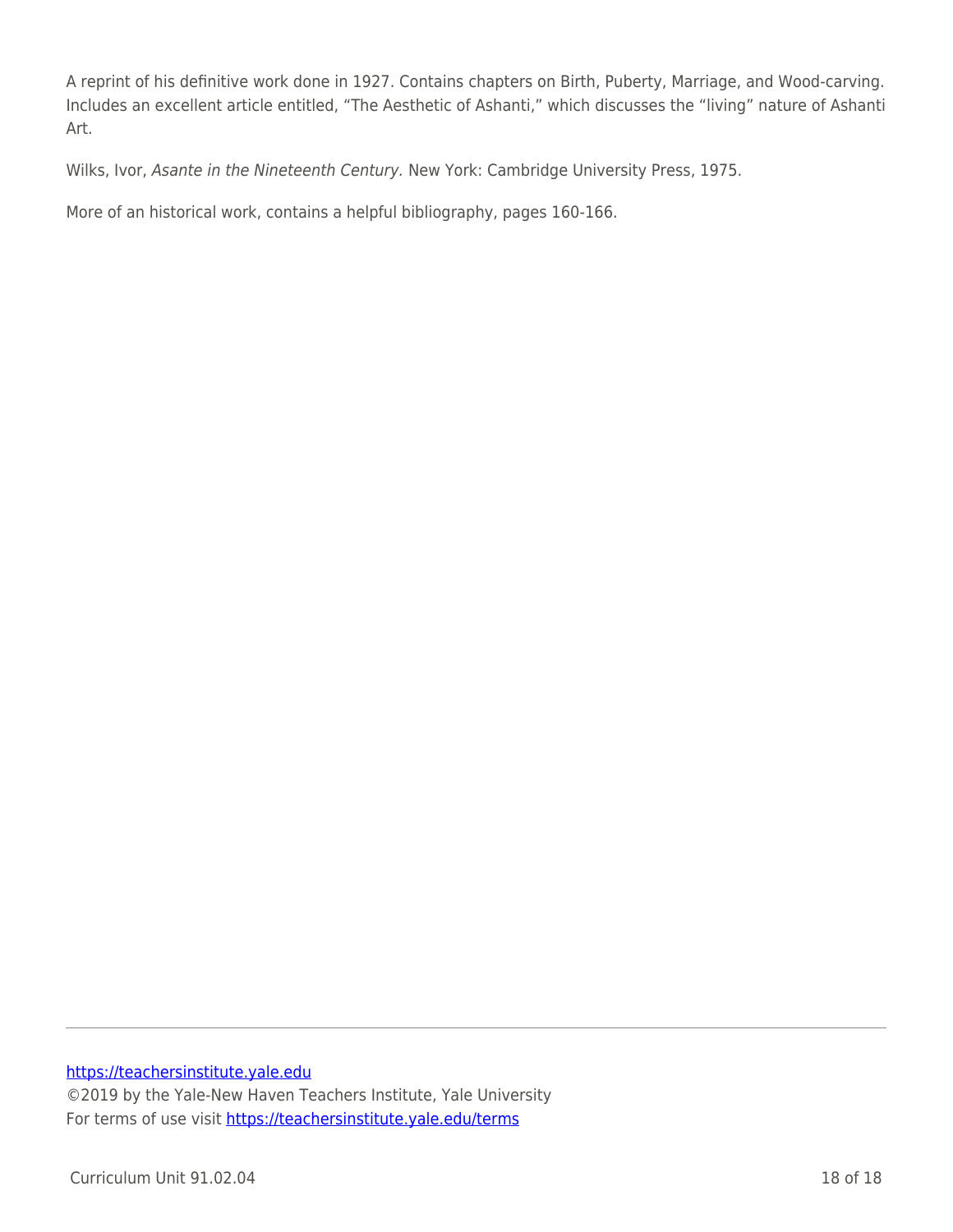A reprint of his definitive work done in 1927. Contains chapters on Birth, Puberty, Marriage, and Wood-carving. Includes an excellent article entitled, "The Aesthetic of Ashanti," which discusses the "living" nature of Ashanti Art.

Wilks, Ivor, *Asante in the Nineteenth Century.* New York: Cambridge University Press, 1975.

More of an historical work, contains a helpful bibliography, pages 160-166.

https://teachersinstitute.yale.edu
©2019 by the Yale-New Haven Teachers Institute, Yale University
For terms of use visit https://teachersinstitute.yale.edu/terms